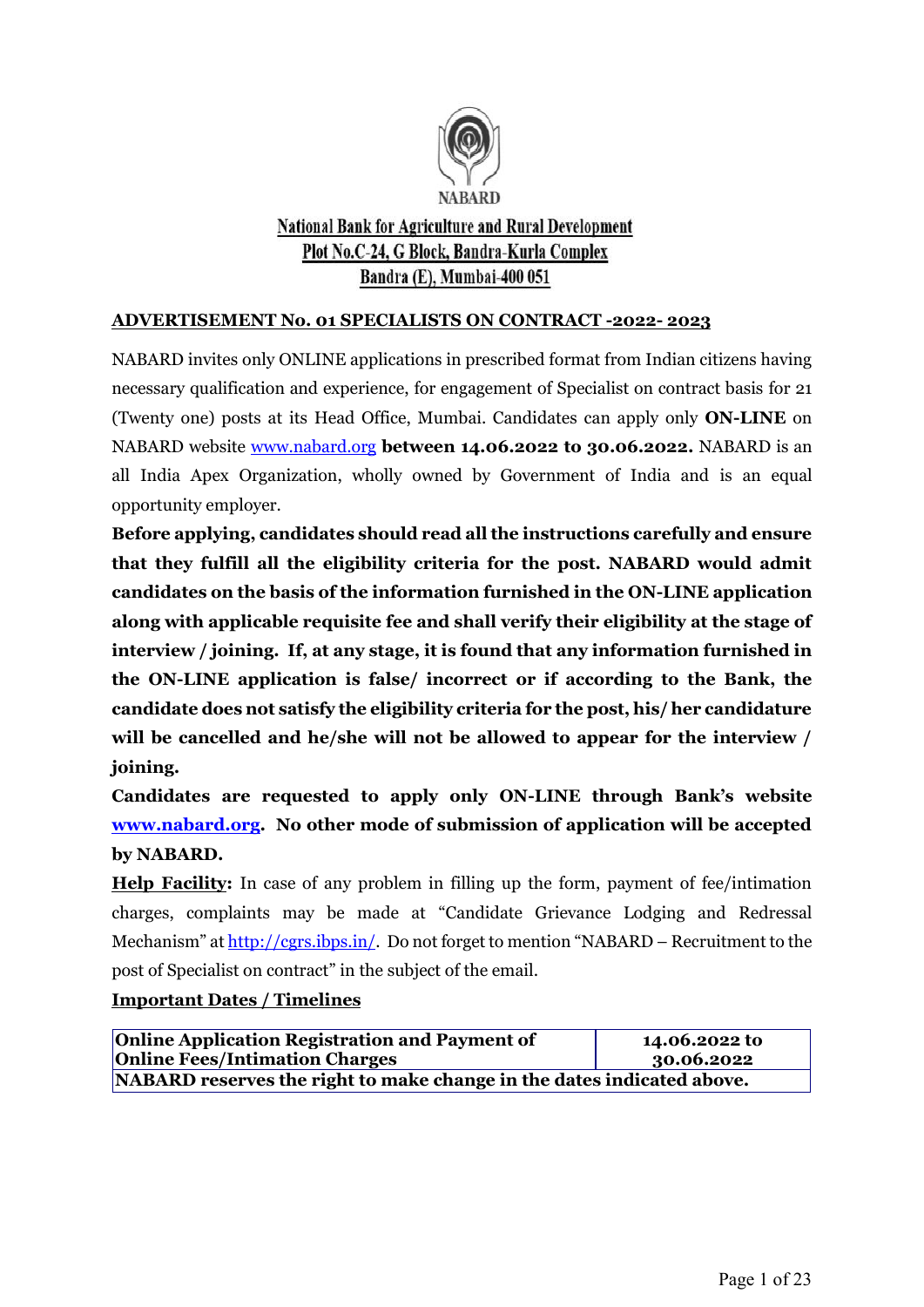NABARD

**National Bank for Agriculture and Rural Development**
**Plot No.C-24, G Block, Bandra-Kurla Complex**
**Bandra (E), Mumbai-400 051**

## ADVERTISEMENT No. 01 SPECIALISTS ON CONTRACT -2022- 2023

NABARD invites only ONLINE applications in prescribed format from Indian citizens having necessary qualification and experience, for engagement of Specialist on contract basis for 21 (Twenty one) posts at its Head Office, Mumbai. Candidates can apply only **ON-LINE** on NABARD website www.nabard.org **between 14.06.2022 to 30.06.2022.** NABARD is an all India Apex Organization, wholly owned by Government of India and is an equal opportunity employer.

**Before applying, candidates should read all the instructions carefully and ensure that they fulfill all the eligibility criteria for the post. NABARD would admit candidates on the basis of the information furnished in the ON-LINE application along with applicable requisite fee and shall verify their eligibility at the stage of interview / joining. If, at any stage, it is found that any information furnished in the ON-LINE application is false/ incorrect or if according to the Bank, the candidate does not satisfy the eligibility criteria for the post, his/ her candidature will be cancelled and he/she will not be allowed to appear for the interview / joining.**

**Candidates are requested to apply only ON-LINE through Bank's website www.nabard.org. No other mode of submission of application will be accepted by NABARD.**

**Help Facility:** In case of any problem in filling up the form, payment of fee/intimation charges, complaints may be made at "Candidate Grievance Lodging and Redressal Mechanism" at http://cgrs.ibps.in/. Do not forget to mention "NABARD – Recruitment to the post of Specialist on contract" in the subject of the email.

**Important Dates / Timelines**

| Online Application Registration and Payment of Online Fees/Intimation Charges | 14.06.2022 to 30.06.2022 |
|---|---|
| **NABARD reserves the right to make change in the dates indicated above.** | |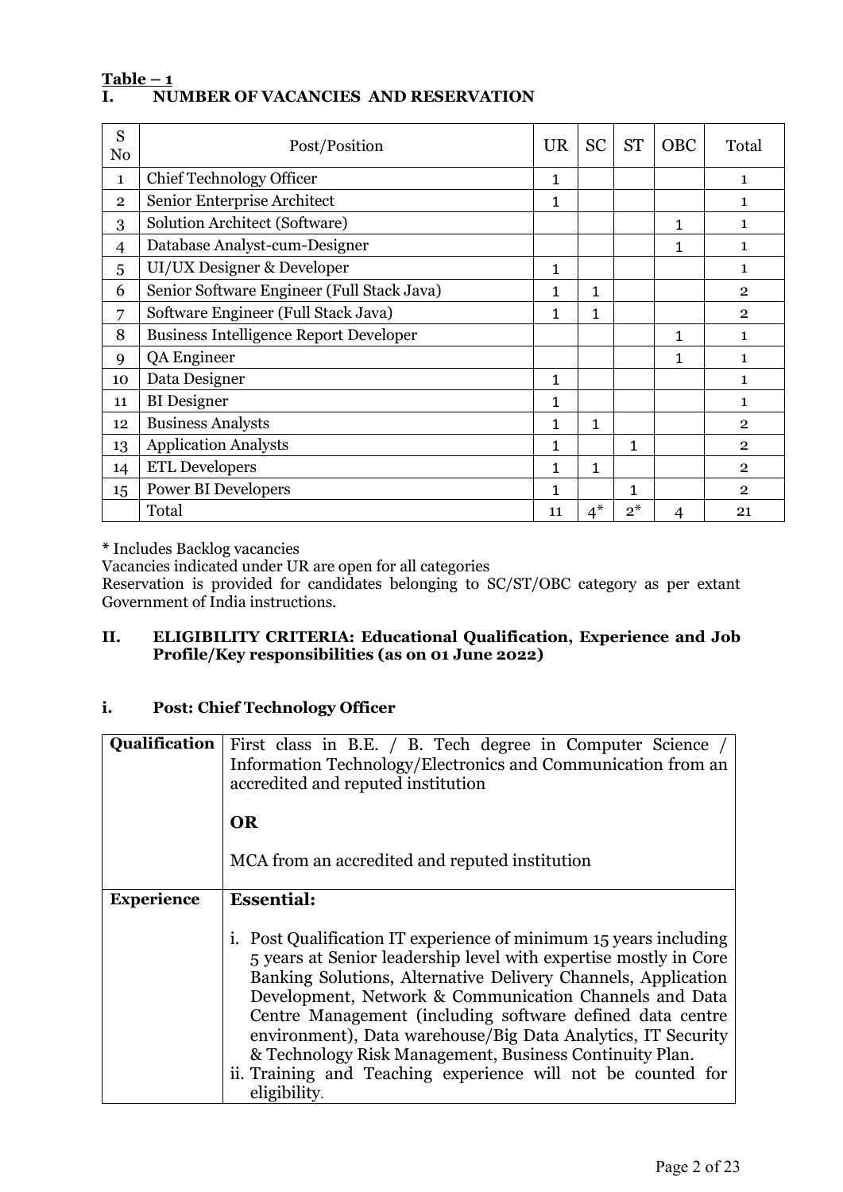**Table – 1**

## I. NUMBER OF VACANCIES AND RESERVATION

| S No | Post/Position | UR | SC | ST | OBC | Total |
|---|---|---|---|---|---|---|
| 1 | Chief Technology Officer | 1 | | | | 1 |
| 2 | Senior Enterprise Architect | 1 | | | | 1 |
| 3 | Solution Architect (Software) | | | | 1 | 1 |
| 4 | Database Analyst-cum-Designer | | | | 1 | 1 |
| 5 | UI/UX Designer & Developer | 1 | | | | 1 |
| 6 | Senior Software Engineer (Full Stack Java) | 1 | 1 | | | 2 |
| 7 | Software Engineer (Full Stack Java) | 1 | 1 | | | 2 |
| 8 | Business Intelligence Report Developer | | | | 1 | 1 |
| 9 | QA Engineer | | | | 1 | 1 |
| 10 | Data Designer | 1 | | | | 1 |
| 11 | BI Designer | 1 | | | | 1 |
| 12 | Business Analysts | 1 | 1 | | | 2 |
| 13 | Application Analysts | 1 | | 1 | | 2 |
| 14 | ETL Developers | 1 | 1 | | | 2 |
| 15 | Power BI Developers | 1 | | 1 | | 2 |
| | Total | 11 | 4* | 2* | 4 | 21 |

\* Includes Backlog vacancies

Vacancies indicated under UR are open for all categories

Reservation is provided for candidates belonging to SC/ST/OBC category as per extant Government of India instructions.

## II. ELIGIBILITY CRITERIA: Educational Qualification, Experience and Job Profile/Key responsibilities (as on 01 June 2022)

### i. Post: Chief Technology Officer

| | |
|---|---|
| **Qualification** | First class in B.E. / B. Tech degree in Computer Science / Information Technology/Electronics and Communication from an accredited and reputed institution<br><br>**OR**<br><br>MCA from an accredited and reputed institution |
| **Experience** | **Essential:**<br><br>i. Post Qualification IT experience of minimum 15 years including 5 years at Senior leadership level with expertise mostly in Core Banking Solutions, Alternative Delivery Channels, Application Development, Network & Communication Channels and Data Centre Management (including software defined data centre environment), Data warehouse/Big Data Analytics, IT Security & Technology Risk Management, Business Continuity Plan.<br>ii. Training and Teaching experience will not be counted for eligibility. |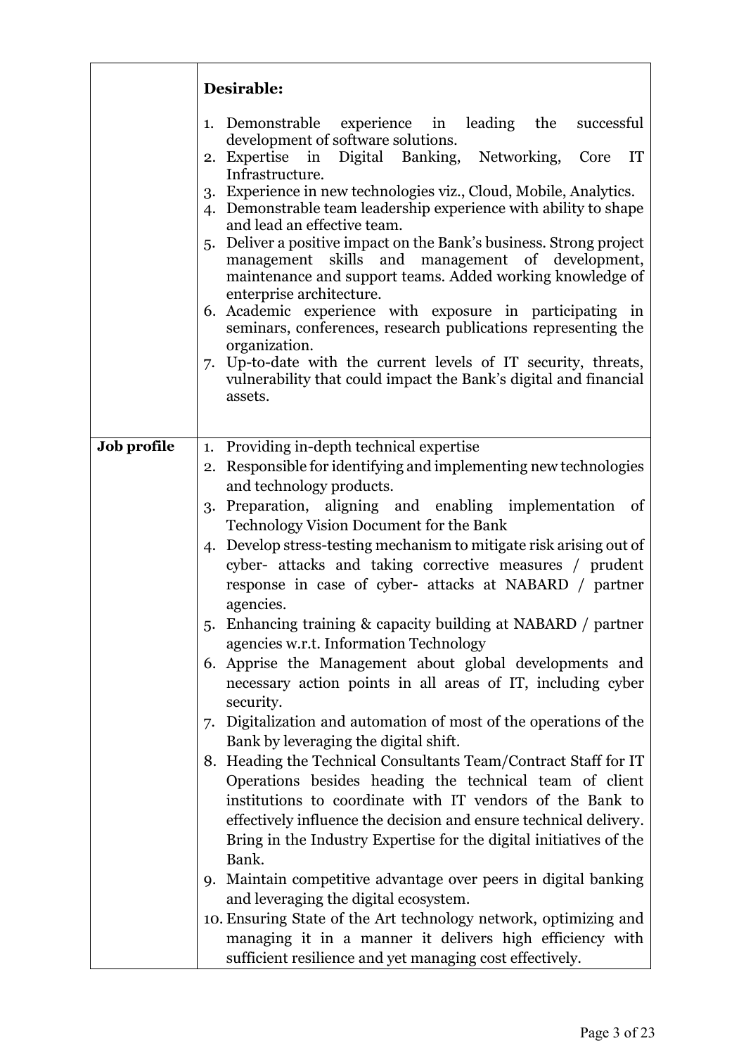| | |
|---|---|
| | **Desirable:**<br><br>1. Demonstrable experience in leading the successful development of software solutions.<br>2. Expertise in Digital Banking, Networking, Core IT Infrastructure.<br>3. Experience in new technologies viz., Cloud, Mobile, Analytics.<br>4. Demonstrable team leadership experience with ability to shape and lead an effective team.<br>5. Deliver a positive impact on the Bank's business. Strong project management skills and management of development, maintenance and support teams. Added working knowledge of enterprise architecture.<br>6. Academic experience with exposure in participating in seminars, conferences, research publications representing the organization.<br>7. Up-to-date with the current levels of IT security, threats, vulnerability that could impact the Bank's digital and financial assets. |
| **Job profile** | 1. Providing in-depth technical expertise<br>2. Responsible for identifying and implementing new technologies and technology products.<br>3. Preparation, aligning and enabling implementation of Technology Vision Document for the Bank<br>4. Develop stress-testing mechanism to mitigate risk arising out of cyber- attacks and taking corrective measures / prudent response in case of cyber- attacks at NABARD / partner agencies.<br>5. Enhancing training & capacity building at NABARD / partner agencies w.r.t. Information Technology<br>6. Apprise the Management about global developments and necessary action points in all areas of IT, including cyber security.<br>7. Digitalization and automation of most of the operations of the Bank by leveraging the digital shift.<br>8. Heading the Technical Consultants Team/Contract Staff for IT Operations besides heading the technical team of client institutions to coordinate with IT vendors of the Bank to effectively influence the decision and ensure technical delivery. Bring in the Industry Expertise for the digital initiatives of the Bank.<br>9. Maintain competitive advantage over peers in digital banking and leveraging the digital ecosystem.<br>10. Ensuring State of the Art technology network, optimizing and managing it in a manner it delivers high efficiency with sufficient resilience and yet managing cost effectively. |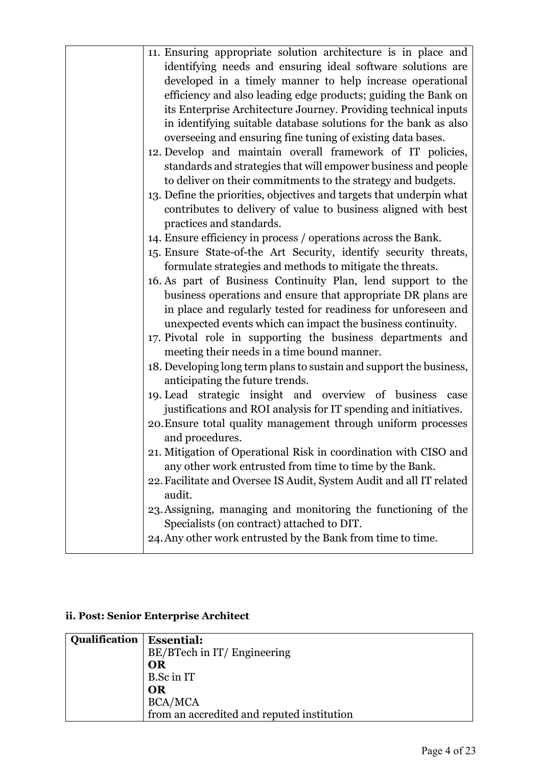| | |
|---|---|
| | 11. Ensuring appropriate solution architecture is in place and identifying needs and ensuring ideal software solutions are developed in a timely manner to help increase operational efficiency and also leading edge products; guiding the Bank on its Enterprise Architecture Journey. Providing technical inputs in identifying suitable database solutions for the bank as also overseeing and ensuring fine tuning of existing data bases.<br>12. Develop and maintain overall framework of IT policies, standards and strategies that will empower business and people to deliver on their commitments to the strategy and budgets.<br>13. Define the priorities, objectives and targets that underpin what contributes to delivery of value to business aligned with best practices and standards.<br>14. Ensure efficiency in process / operations across the Bank.<br>15. Ensure State-of-the Art Security, identify security threats, formulate strategies and methods to mitigate the threats.<br>16. As part of Business Continuity Plan, lend support to the business operations and ensure that appropriate DR plans are in place and regularly tested for readiness for unforeseen and unexpected events which can impact the business continuity.<br>17. Pivotal role in supporting the business departments and meeting their needs in a time bound manner.<br>18. Developing long term plans to sustain and support the business, anticipating the future trends.<br>19. Lead strategic insight and overview of business case justifications and ROI analysis for IT spending and initiatives.<br>20. Ensure total quality management through uniform processes and procedures.<br>21. Mitigation of Operational Risk in coordination with CISO and any other work entrusted from time to time by the Bank.<br>22. Facilitate and Oversee IS Audit, System Audit and all IT related audit.<br>23. Assigning, managing and monitoring the functioning of the Specialists (on contract) attached to DIT.<br>24. Any other work entrusted by the Bank from time to time. |

**ii. Post: Senior Enterprise Architect**

| | |
|---|---|
| **Qualification** | **Essential:**<br>BE/BTech in IT/ Engineering<br>**OR**<br>B.Sc in IT<br>**OR**<br>BCA/MCA<br>from an accredited and reputed institution |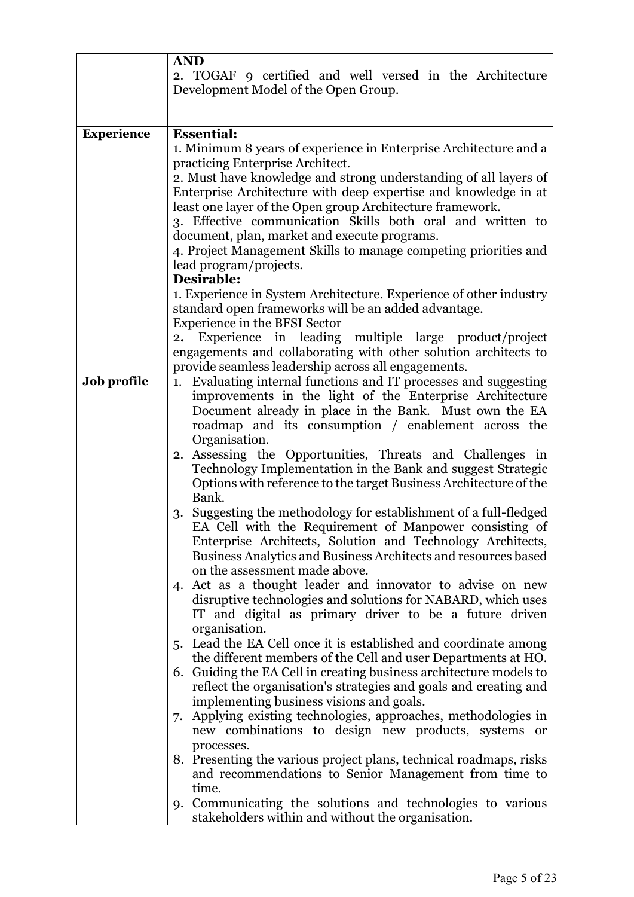| | |
|---|---|
| | **AND**<br>2. TOGAF 9 certified and well versed in the Architecture Development Model of the Open Group. |
| **Experience** | **Essential:**<br>1. Minimum 8 years of experience in Enterprise Architecture and a practicing Enterprise Architect.<br>2. Must have knowledge and strong understanding of all layers of Enterprise Architecture with deep expertise and knowledge in at least one layer of the Open group Architecture framework.<br>3. Effective communication Skills both oral and written to document, plan, market and execute programs.<br>4. Project Management Skills to manage competing priorities and lead program/projects.<br>**Desirable:**<br>1. Experience in System Architecture. Experience of other industry standard open frameworks will be an added advantage.<br>Experience in the BFSI Sector<br>2. Experience in leading multiple large product/project engagements and collaborating with other solution architects to provide seamless leadership across all engagements. |
| **Job profile** | 1. Evaluating internal functions and IT processes and suggesting improvements in the light of the Enterprise Architecture Document already in place in the Bank. Must own the EA roadmap and its consumption / enablement across the Organisation.<br>2. Assessing the Opportunities, Threats and Challenges in Technology Implementation in the Bank and suggest Strategic Options with reference to the target Business Architecture of the Bank.<br>3. Suggesting the methodology for establishment of a full-fledged EA Cell with the Requirement of Manpower consisting of Enterprise Architects, Solution and Technology Architects, Business Analytics and Business Architects and resources based on the assessment made above.<br>4. Act as a thought leader and innovator to advise on new disruptive technologies and solutions for NABARD, which uses IT and digital as primary driver to be a future driven organisation.<br>5. Lead the EA Cell once it is established and coordinate among the different members of the Cell and user Departments at HO.<br>6. Guiding the EA Cell in creating business architecture models to reflect the organisation's strategies and goals and creating and implementing business visions and goals.<br>7. Applying existing technologies, approaches, methodologies in new combinations to design new products, systems or processes.<br>8. Presenting the various project plans, technical roadmaps, risks and recommendations to Senior Management from time to time.<br>9. Communicating the solutions and technologies to various stakeholders within and without the organisation. |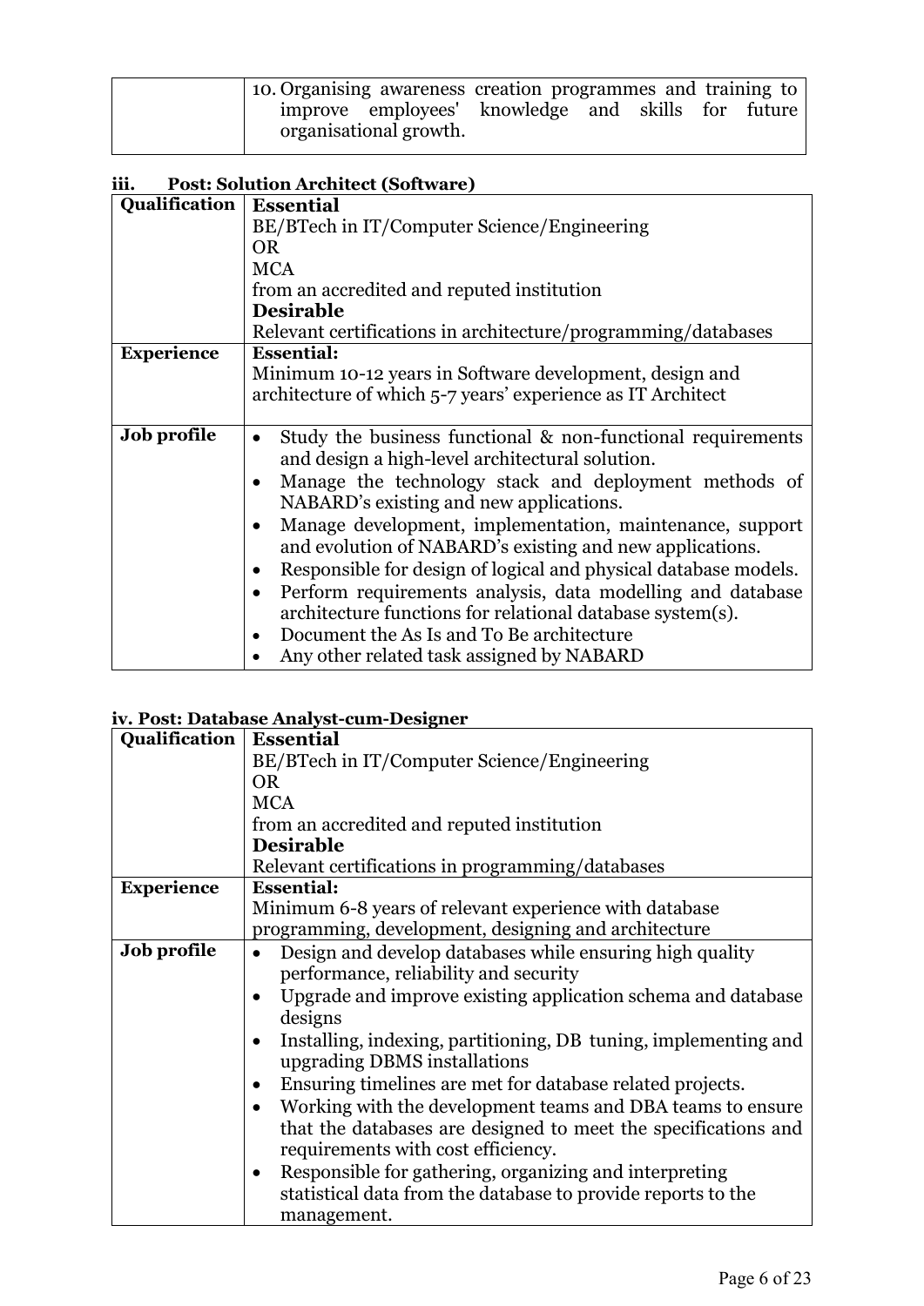| | 10. Organising awareness creation programmes and training to improve employees' knowledge and skills for future organisational growth. |
|---|---|

### iii. Post: Solution Architect (Software)

| Qualification | **Essential**<br>BE/BTech in IT/Computer Science/Engineering<br>OR<br>MCA<br>from an accredited and reputed institution<br>**Desirable**<br>Relevant certifications in architecture/programming/databases |
|---|---|
| **Experience** | **Essential:**<br>Minimum 10-12 years in Software development, design and architecture of which 5-7 years' experience as IT Architect |
| **Job profile** | • Study the business functional & non-functional requirements and design a high-level architectural solution.<br>• Manage the technology stack and deployment methods of NABARD's existing and new applications.<br>• Manage development, implementation, maintenance, support and evolution of NABARD's existing and new applications.<br>• Responsible for design of logical and physical database models.<br>• Perform requirements analysis, data modelling and database architecture functions for relational database system(s).<br>• Document the As Is and To Be architecture<br>• Any other related task assigned by NABARD |

### iv. Post: Database Analyst-cum-Designer

| Qualification | **Essential**<br>BE/BTech in IT/Computer Science/Engineering<br>OR<br>MCA<br>from an accredited and reputed institution<br>**Desirable**<br>Relevant certifications in programming/databases |
|---|---|
| **Experience** | **Essential:**<br>Minimum 6-8 years of relevant experience with database programming, development, designing and architecture |
| **Job profile** | • Design and develop databases while ensuring high quality performance, reliability and security<br>• Upgrade and improve existing application schema and database designs<br>• Installing, indexing, partitioning, DB tuning, implementing and upgrading DBMS installations<br>• Ensuring timelines are met for database related projects.<br>• Working with the development teams and DBA teams to ensure that the databases are designed to meet the specifications and requirements with cost efficiency.<br>• Responsible for gathering, organizing and interpreting statistical data from the database to provide reports to the management. |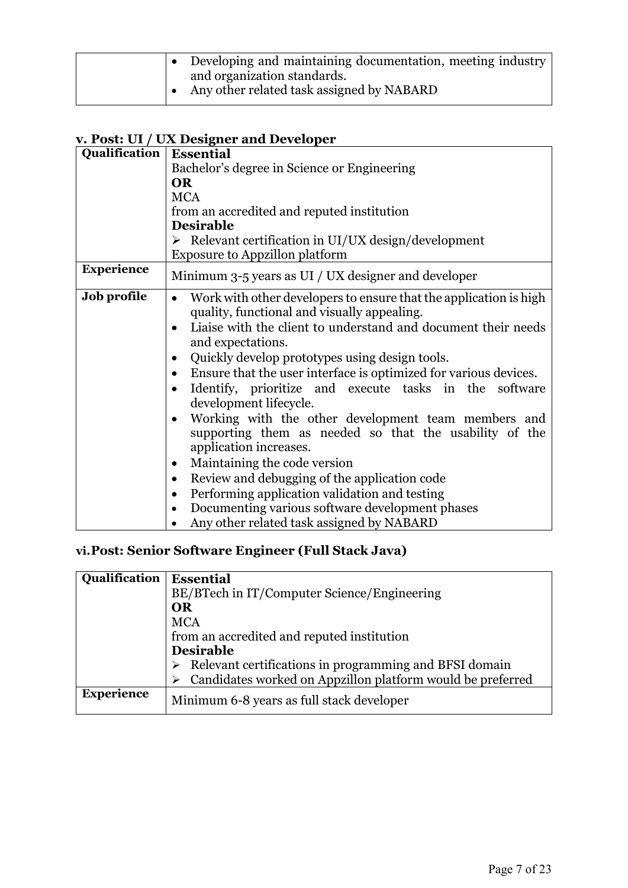| | |
|---|---|
| | • Developing and maintaining documentation, meeting industry and organization standards.<br>• Any other related task assigned by NABARD |

**v. Post: UI / UX Designer and Developer**

| Qualification | **Essential**<br>Bachelor's degree in Science or Engineering<br>**OR**<br>MCA<br>from an accredited and reputed institution<br>**Desirable**<br>➢ Relevant certification in UI/UX design/development<br>Exposure to Appzillon platform |
|---|---|
| **Experience** | Minimum 3-5 years as UI / UX designer and developer |
| **Job profile** | • Work with other developers to ensure that the application is high quality, functional and visually appealing.<br>• Liaise with the client to understand and document their needs and expectations.<br>• Quickly develop prototypes using design tools.<br>• Ensure that the user interface is optimized for various devices.<br>• Identify, prioritize and execute tasks in the software development lifecycle.<br>• Working with the other development team members and supporting them as needed so that the usability of the application increases.<br>• Maintaining the code version<br>• Review and debugging of the application code<br>• Performing application validation and testing<br>• Documenting various software development phases<br>• Any other related task assigned by NABARD |

**vi. Post: Senior Software Engineer (Full Stack Java)**

| Qualification | **Essential**<br>BE/BTech in IT/Computer Science/Engineering<br>**OR**<br>MCA<br>from an accredited and reputed institution<br>**Desirable**<br>➢ Relevant certifications in programming and BFSI domain<br>➢ Candidates worked on Appzillon platform would be preferred |
|---|---|
| **Experience** | Minimum 6-8 years as full stack developer |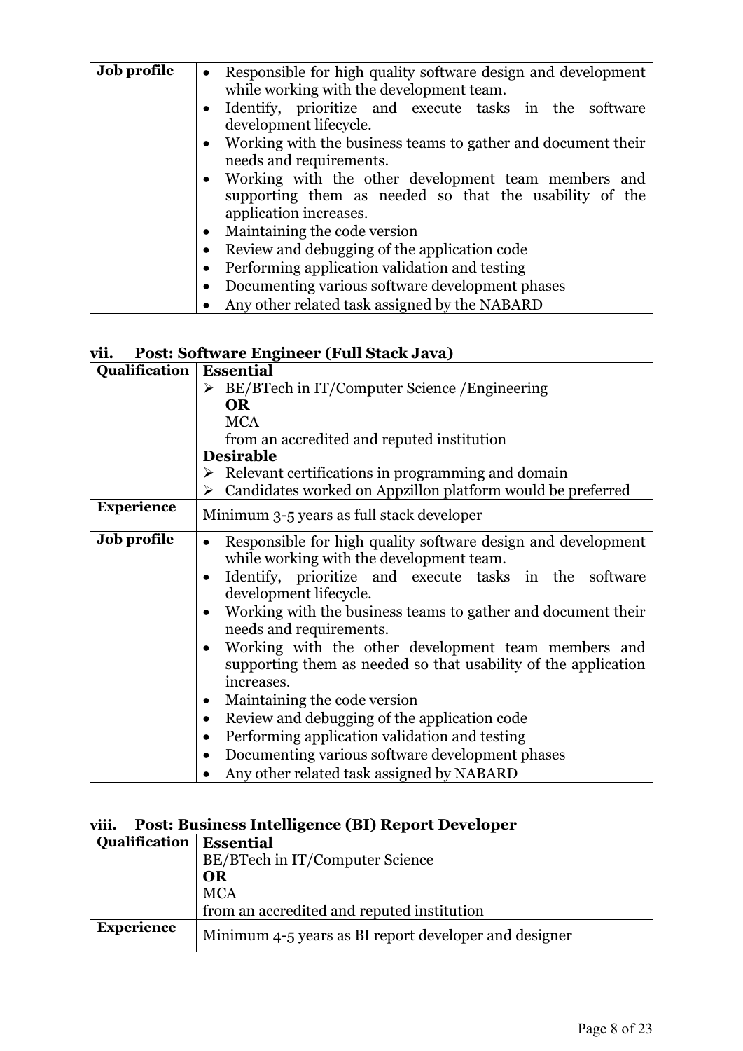| Job profile | • Responsible for high quality software design and development while working with the development team.<br>• Identify, prioritize and execute tasks in the software development lifecycle.<br>• Working with the business teams to gather and document their needs and requirements.<br>• Working with the other development team members and supporting them as needed so that the usability of the application increases.<br>• Maintaining the code version<br>• Review and debugging of the application code<br>• Performing application validation and testing<br>• Documenting various software development phases<br>• Any other related task assigned by the NABARD |
|---|---|

### vii. Post: Software Engineer (Full Stack Java)

| Qualification | **Essential**<br>➢ BE/BTech in IT/Computer Science /Engineering<br>**OR**<br>MCA<br>from an accredited and reputed institution<br>**Desirable**<br>➢ Relevant certifications in programming and domain<br>➢ Candidates worked on Appzillon platform would be preferred |
|---|---|
| **Experience** | Minimum 3-5 years as full stack developer |
| **Job profile** | • Responsible for high quality software design and development while working with the development team.<br>• Identify, prioritize and execute tasks in the software development lifecycle.<br>• Working with the business teams to gather and document their needs and requirements.<br>• Working with the other development team members and supporting them as needed so that usability of the application increases.<br>• Maintaining the code version<br>• Review and debugging of the application code<br>• Performing application validation and testing<br>• Documenting various software development phases<br>• Any other related task assigned by NABARD |

### viii. Post: Business Intelligence (BI) Report Developer

| Qualification | **Essential**<br>BE/BTech in IT/Computer Science<br>**OR**<br>MCA<br>from an accredited and reputed institution |
|---|---|
| **Experience** | Minimum 4-5 years as BI report developer and designer |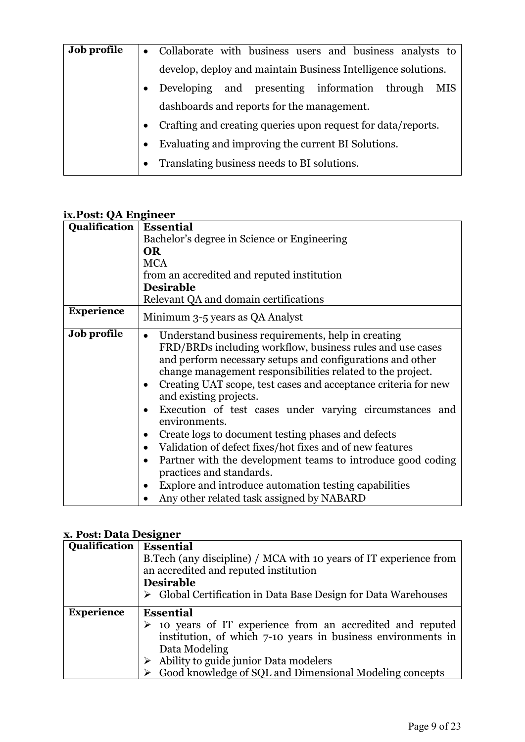| Job profile | • Collaborate with business users and business analysts to develop, deploy and maintain Business Intelligence solutions.<br>• Developing and presenting information through MIS dashboards and reports for the management.<br>• Crafting and creating queries upon request for data/reports.<br>• Evaluating and improving the current BI Solutions.<br>• Translating business needs to BI solutions. |
|---|---|

### ix. Post: QA Engineer

| Qualification | **Essential**<br>Bachelor's degree in Science or Engineering<br>**OR**<br>MCA<br>from an accredited and reputed institution<br>**Desirable**<br>Relevant QA and domain certifications |
|---|---|
| **Experience** | Minimum 3-5 years as QA Analyst |
| **Job profile** | • Understand business requirements, help in creating FRD/BRDs including workflow, business rules and use cases and perform necessary setups and configurations and other change management responsibilities related to the project.<br>• Creating UAT scope, test cases and acceptance criteria for new and existing projects.<br>• Execution of test cases under varying circumstances and environments.<br>• Create logs to document testing phases and defects<br>• Validation of defect fixes/hot fixes and of new features<br>• Partner with the development teams to introduce good coding practices and standards.<br>• Explore and introduce automation testing capabilities<br>• Any other related task assigned by NABARD |

### x. Post: Data Designer

| Qualification | **Essential**<br>B.Tech (any discipline) / MCA with 10 years of IT experience from an accredited and reputed institution<br>**Desirable**<br>➢ Global Certification in Data Base Design for Data Warehouses |
|---|---|
| **Experience** | **Essential**<br>➢ 10 years of IT experience from an accredited and reputed institution, of which 7-10 years in business environments in Data Modeling<br>➢ Ability to guide junior Data modelers<br>➢ Good knowledge of SQL and Dimensional Modeling concepts |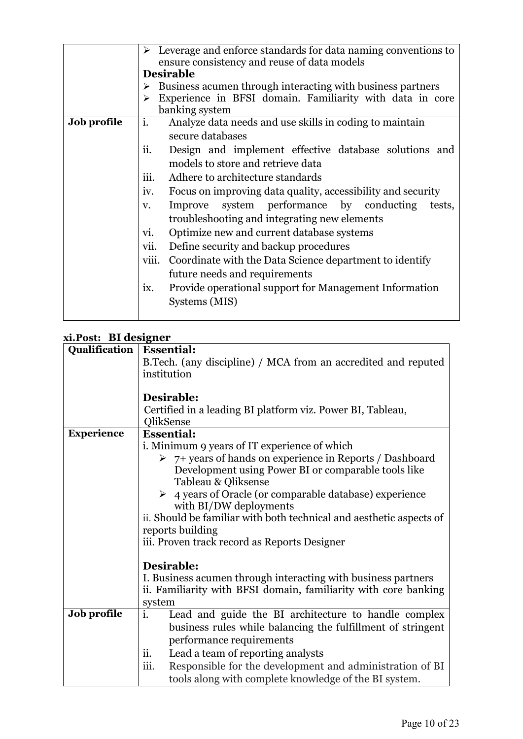| | |
|---|---|
| | ➢ Leverage and enforce standards for data naming conventions to ensure consistency and reuse of data models<br>**Desirable**<br>➢ Business acumen through interacting with business partners<br>➢ Experience in BFSI domain. Familiarity with data in core banking system |
| **Job profile** | i. Analyze data needs and use skills in coding to maintain secure databases<br>ii. Design and implement effective database solutions and models to store and retrieve data<br>iii. Adhere to architecture standards<br>iv. Focus on improving data quality, accessibility and security<br>v. Improve system performance by conducting tests, troubleshooting and integrating new elements<br>vi. Optimize new and current database systems<br>vii. Define security and backup procedures<br>viii. Coordinate with the Data Science department to identify future needs and requirements<br>ix. Provide operational support for Management Information Systems (MIS) |

**xi.Post: BI designer**

| | |
|---|---|
| **Qualification** | **Essential:**<br>B.Tech. (any discipline) / MCA from an accredited and reputed institution<br><br>**Desirable:**<br>Certified in a leading BI platform viz. Power BI, Tableau, QlikSense |
| **Experience** | **Essential:**<br>i. Minimum 9 years of IT experience of which<br>➢ 7+ years of hands on experience in Reports / Dashboard Development using Power BI or comparable tools like Tableau & Qliksense<br>➢ 4 years of Oracle (or comparable database) experience with BI/DW deployments<br>ii. Should be familiar with both technical and aesthetic aspects of reports building<br>iii. Proven track record as Reports Designer<br><br>**Desirable:**<br>I. Business acumen through interacting with business partners<br>ii. Familiarity with BFSI domain, familiarity with core banking system |
| **Job profile** | i. Lead and guide the BI architecture to handle complex business rules while balancing the fulfillment of stringent performance requirements<br>ii. Lead a team of reporting analysts<br>iii. Responsible for the development and administration of BI tools along with complete knowledge of the BI system. |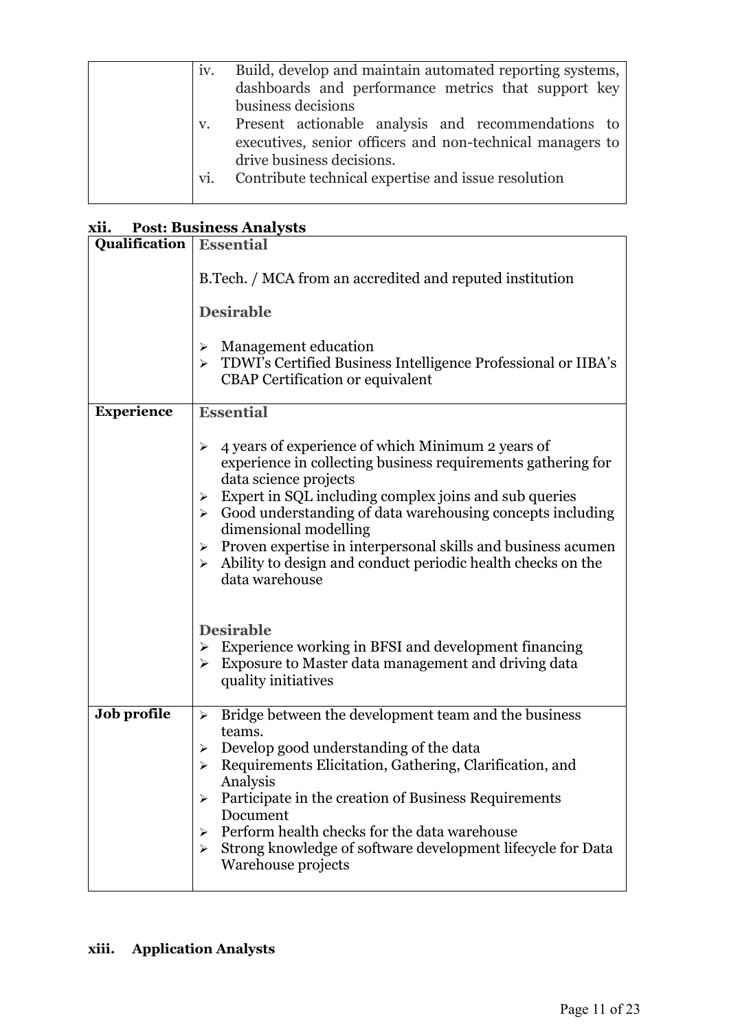| | |
|---|---|
| | iv. Build, develop and maintain automated reporting systems, dashboards and performance metrics that support key business decisions<br>v. Present actionable analysis and recommendations to executives, senior officers and non-technical managers to drive business decisions.<br>vi. Contribute technical expertise and issue resolution |

**xii. Post: Business Analysts**

| | |
|---|---|
| **Qualification** | **Essential**<br><br>B.Tech. / MCA from an accredited and reputed institution<br><br>**Desirable**<br><br>➢ Management education<br>➢ TDWI's Certified Business Intelligence Professional or IIBA's CBAP Certification or equivalent |
| **Experience** | **Essential**<br><br>➢ 4 years of experience of which Minimum 2 years of experience in collecting business requirements gathering for data science projects<br>➢ Expert in SQL including complex joins and sub queries<br>➢ Good understanding of data warehousing concepts including dimensional modelling<br>➢ Proven expertise in interpersonal skills and business acumen<br>➢ Ability to design and conduct periodic health checks on the data warehouse<br><br>**Desirable**<br>➢ Experience working in BFSI and development financing<br>➢ Exposure to Master data management and driving data quality initiatives |
| **Job profile** | ➢ Bridge between the development team and the business teams.<br>➢ Develop good understanding of the data<br>➢ Requirements Elicitation, Gathering, Clarification, and Analysis<br>➢ Participate in the creation of Business Requirements Document<br>➢ Perform health checks for the data warehouse<br>➢ Strong knowledge of software development lifecycle for Data Warehouse projects |

**xiii. Application Analysts**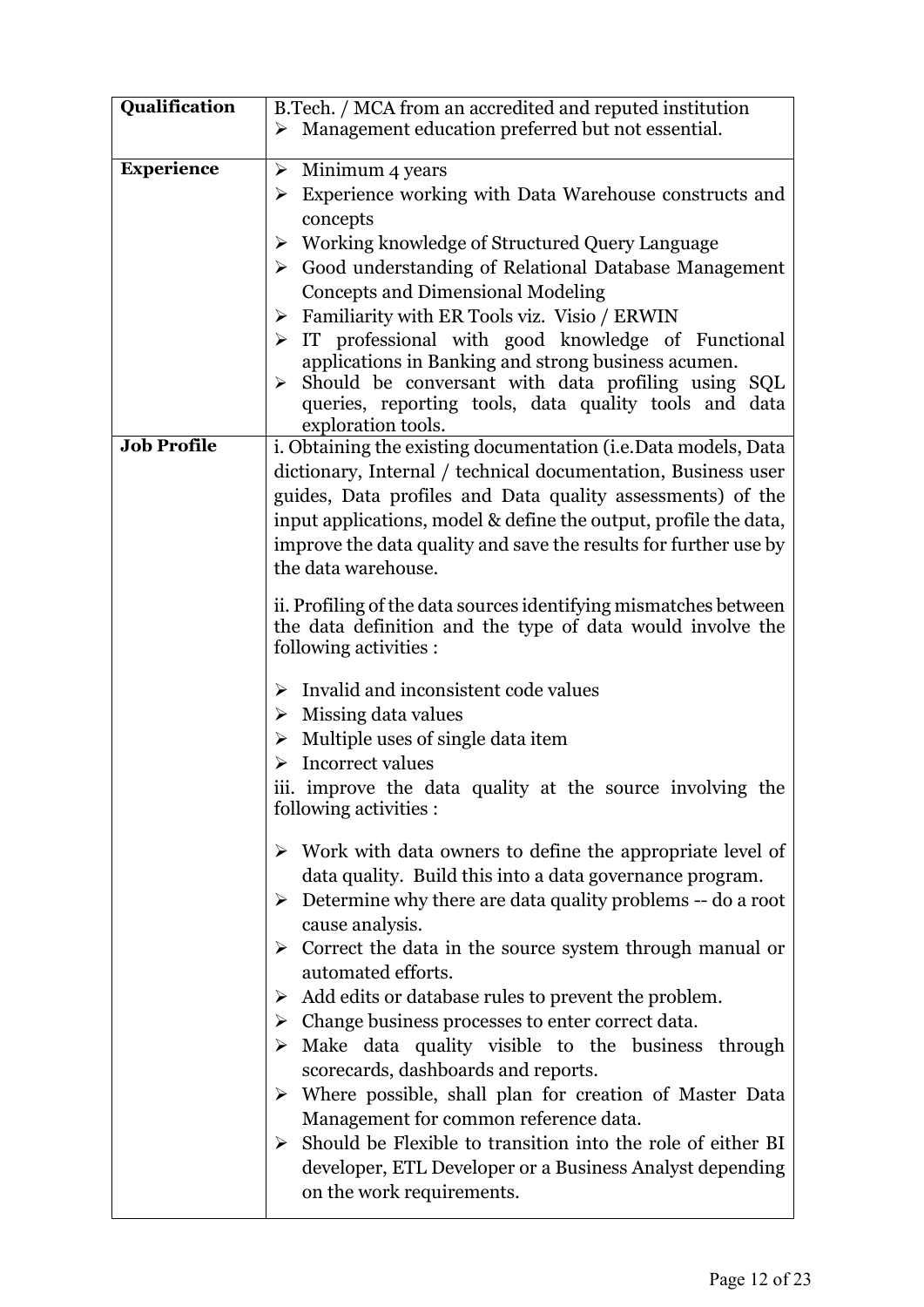| | |
|---|---|
| **Qualification** | B.Tech. / MCA from an accredited and reputed institution<br>➢ Management education preferred but not essential. |
| **Experience** | ➢ Minimum 4 years<br>➢ Experience working with Data Warehouse constructs and concepts<br>➢ Working knowledge of Structured Query Language<br>➢ Good understanding of Relational Database Management Concepts and Dimensional Modeling<br>➢ Familiarity with ER Tools viz. Visio / ERWIN<br>➢ IT professional with good knowledge of Functional applications in Banking and strong business acumen.<br>➢ Should be conversant with data profiling using SQL queries, reporting tools, data quality tools and data exploration tools. |
| **Job Profile** | i. Obtaining the existing documentation (i.e.Data models, Data dictionary, Internal / technical documentation, Business user guides, Data profiles and Data quality assessments) of the input applications, model & define the output, profile the data, improve the data quality and save the results for further use by the data warehouse.<br><br>ii. Profiling of the data sources identifying mismatches between the data definition and the type of data would involve the following activities :<br><br>➢ Invalid and inconsistent code values<br>➢ Missing data values<br>➢ Multiple uses of single data item<br>➢ Incorrect values<br><br>iii. improve the data quality at the source involving the following activities :<br><br>➢ Work with data owners to define the appropriate level of data quality. Build this into a data governance program.<br>➢ Determine why there are data quality problems -- do a root cause analysis.<br>➢ Correct the data in the source system through manual or automated efforts.<br>➢ Add edits or database rules to prevent the problem.<br>➢ Change business processes to enter correct data.<br>➢ Make data quality visible to the business through scorecards, dashboards and reports.<br>➢ Where possible, shall plan for creation of Master Data Management for common reference data.<br>➢ Should be Flexible to transition into the role of either BI developer, ETL Developer or a Business Analyst depending on the work requirements. |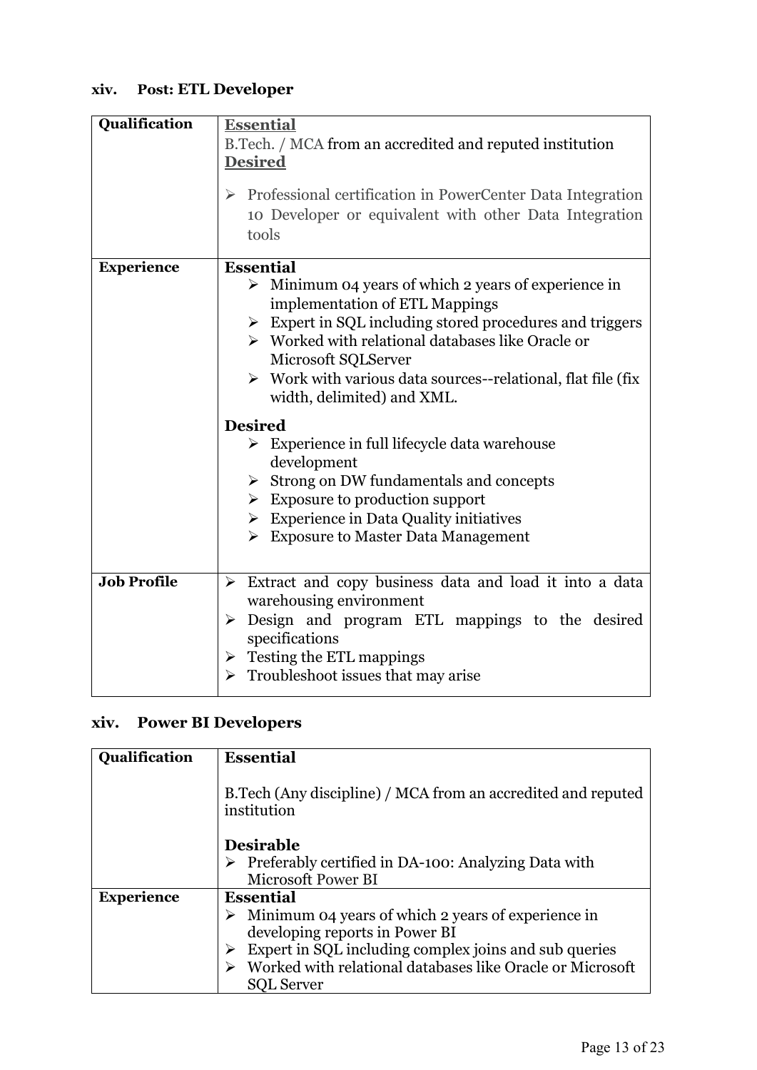### xiv. Post: ETL Developer

| Qualification | **Essential**<br>B.Tech. / MCA from an accredited and reputed institution<br>**Desired**<br>➢ Professional certification in PowerCenter Data Integration 10 Developer or equivalent with other Data Integration tools |
|---|---|
| **Experience** | **Essential**<br>➢ Minimum 04 years of which 2 years of experience in implementation of ETL Mappings<br>➢ Expert in SQL including stored procedures and triggers<br>➢ Worked with relational databases like Oracle or Microsoft SQLServer<br>➢ Work with various data sources--relational, flat file (fix width, delimited) and XML.<br><br>**Desired**<br>➢ Experience in full lifecycle data warehouse development<br>➢ Strong on DW fundamentals and concepts<br>➢ Exposure to production support<br>➢ Experience in Data Quality initiatives<br>➢ Exposure to Master Data Management |
| **Job Profile** | ➢ Extract and copy business data and load it into a data warehousing environment<br>➢ Design and program ETL mappings to the desired specifications<br>➢ Testing the ETL mappings<br>➢ Troubleshoot issues that may arise |

### xiv. Power BI Developers

| Qualification | **Essential**<br><br>B.Tech (Any discipline) / MCA from an accredited and reputed institution<br><br>**Desirable**<br>➢ Preferably certified in DA-100: Analyzing Data with Microsoft Power BI |
|---|---|
| **Experience** | **Essential**<br>➢ Minimum 04 years of which 2 years of experience in developing reports in Power BI<br>➢ Expert in SQL including complex joins and sub queries<br>➢ Worked with relational databases like Oracle or Microsoft SQL Server |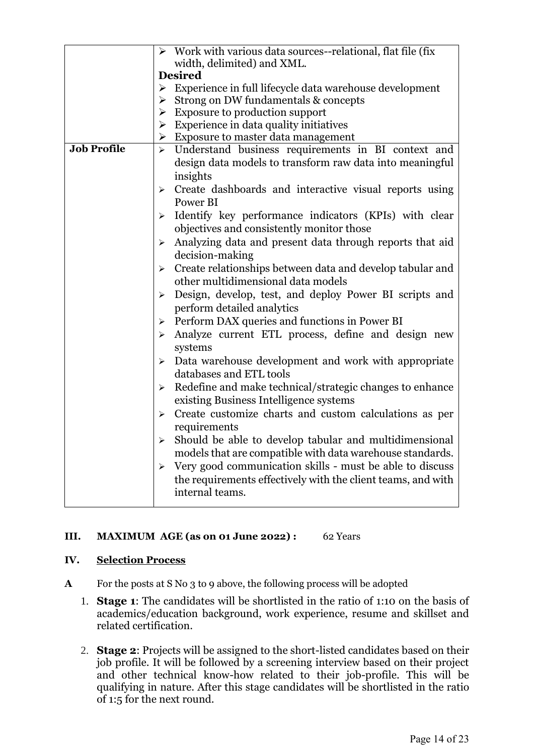|  |  |
|---|---|
|  | ➢ Work with various data sources--relational, flat file (fix width, delimited) and XML.<br>**Desired**<br>➢ Experience in full lifecycle data warehouse development<br>➢ Strong on DW fundamentals & concepts<br>➢ Exposure to production support<br>➢ Experience in data quality initiatives<br>➢ Exposure to master data management |
| **Job Profile** | ➢ Understand business requirements in BI context and design data models to transform raw data into meaningful insights<br>➢ Create dashboards and interactive visual reports using Power BI<br>➢ Identify key performance indicators (KPIs) with clear objectives and consistently monitor those<br>➢ Analyzing data and present data through reports that aid decision-making<br>➢ Create relationships between data and develop tabular and other multidimensional data models<br>➢ Design, develop, test, and deploy Power BI scripts and perform detailed analytics<br>➢ Perform DAX queries and functions in Power BI<br>➢ Analyze current ETL process, define and design new systems<br>➢ Data warehouse development and work with appropriate databases and ETL tools<br>➢ Redefine and make technical/strategic changes to enhance existing Business Intelligence systems<br>➢ Create customize charts and custom calculations as per requirements<br>➢ Should be able to develop tabular and multidimensional models that are compatible with data warehouse standards.<br>➢ Very good communication skills - must be able to discuss the requirements effectively with the client teams, and with internal teams. |

**III. MAXIMUM AGE (as on 01 June 2022) :** 62 Years

**IV. <u>Selection Process</u>**

**A** For the posts at S No 3 to 9 above, the following process will be adopted

1. **Stage 1**: The candidates will be shortlisted in the ratio of 1:10 on the basis of academics/education background, work experience, resume and skillset and related certification.

2. **Stage 2**: Projects will be assigned to the short-listed candidates based on their job profile. It will be followed by a screening interview based on their project and other technical know-how related to their job-profile. This will be qualifying in nature. After this stage candidates will be shortlisted in the ratio of 1:5 for the next round.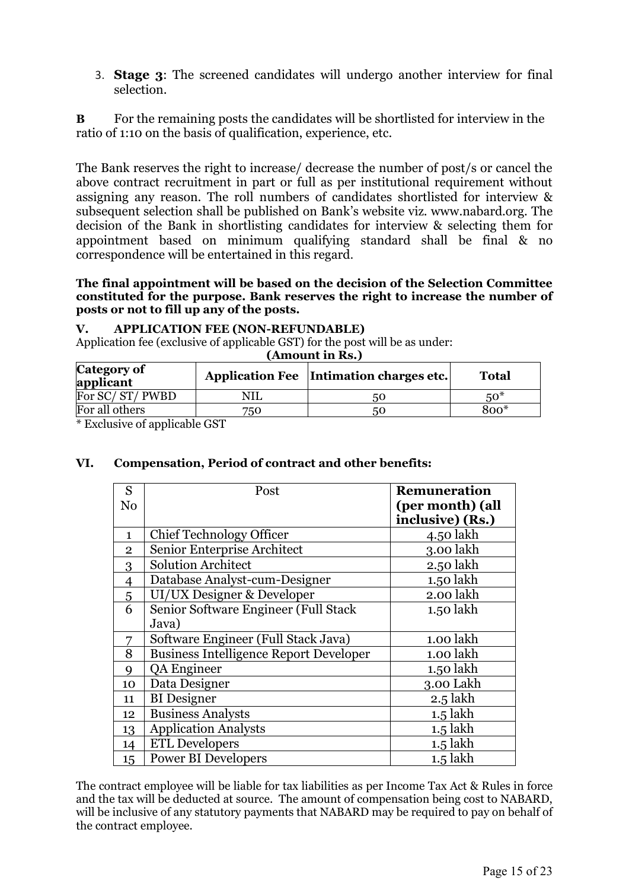3. **Stage 3**: The screened candidates will undergo another interview for final selection.

**B** For the remaining posts the candidates will be shortlisted for interview in the ratio of 1:10 on the basis of qualification, experience, etc.

The Bank reserves the right to increase/ decrease the number of post/s or cancel the above contract recruitment in part or full as per institutional requirement without assigning any reason. The roll numbers of candidates shortlisted for interview & subsequent selection shall be published on Bank's website viz. www.nabard.org. The decision of the Bank in shortlisting candidates for interview & selecting them for appointment based on minimum qualifying standard shall be final & no correspondence will be entertained in this regard.

**The final appointment will be based on the decision of the Selection Committee constituted for the purpose. Bank reserves the right to increase the number of posts or not to fill up any of the posts.**

## V. APPLICATION FEE (NON-REFUNDABLE)

Application fee (exclusive of applicable GST) for the post will be as under:

**(Amount in Rs.)**

| Category of applicant | Application Fee | Intimation charges etc. | Total |
|---|---|---|---|
| For SC/ ST/ PWBD | NIL | 50 | 50* |
| For all others | 750 | 50 | 800* |

\* Exclusive of applicable GST

## VI. Compensation, Period of contract and other benefits:

| S No | Post | Remuneration (per month) (all inclusive) (Rs.) |
|---|---|---|
| 1 | Chief Technology Officer | 4.50 lakh |
| 2 | Senior Enterprise Architect | 3.00 lakh |
| 3 | Solution Architect | 2.50 lakh |
| 4 | Database Analyst-cum-Designer | 1.50 lakh |
| 5 | UI/UX Designer & Developer | 2.00 lakh |
| 6 | Senior Software Engineer (Full Stack Java) | 1.50 lakh |
| 7 | Software Engineer (Full Stack Java) | 1.00 lakh |
| 8 | Business Intelligence Report Developer | 1.00 lakh |
| 9 | QA Engineer | 1.50 lakh |
| 10 | Data Designer | 3.00 Lakh |
| 11 | BI Designer | 2.5 lakh |
| 12 | Business Analysts | 1.5 lakh |
| 13 | Application Analysts | 1.5 lakh |
| 14 | ETL Developers | 1.5 lakh |
| 15 | Power BI Developers | 1.5 lakh |

The contract employee will be liable for tax liabilities as per Income Tax Act & Rules in force and the tax will be deducted at source. The amount of compensation being cost to NABARD, will be inclusive of any statutory payments that NABARD may be required to pay on behalf of the contract employee.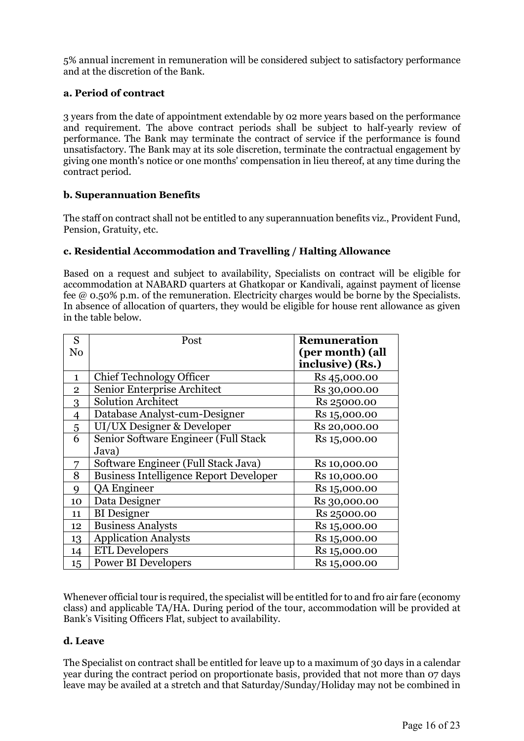5% annual increment in remuneration will be considered subject to satisfactory performance and at the discretion of the Bank.

**a. Period of contract**

3 years from the date of appointment extendable by 02 more years based on the performance and requirement. The above contract periods shall be subject to half-yearly review of performance. The Bank may terminate the contract of service if the performance is found unsatisfactory. The Bank may at its sole discretion, terminate the contractual engagement by giving one month's notice or one months' compensation in lieu thereof, at any time during the contract period.

**b. Superannuation Benefits**

The staff on contract shall not be entitled to any superannuation benefits viz., Provident Fund, Pension, Gratuity, etc.

**c. Residential Accommodation and Travelling / Halting Allowance**

Based on a request and subject to availability, Specialists on contract will be eligible for accommodation at NABARD quarters at Ghatkopar or Kandivali, against payment of license fee @ 0.50% p.m. of the remuneration. Electricity charges would be borne by the Specialists. In absence of allocation of quarters, they would be eligible for house rent allowance as given in the table below.

| S No | Post | **Remuneration (per month) (all inclusive) (Rs.)** |
|---|---|---|
| 1 | Chief Technology Officer | Rs 45,000.00 |
| 2 | Senior Enterprise Architect | Rs 30,000.00 |
| 3 | Solution Architect | Rs 25000.00 |
| 4 | Database Analyst-cum-Designer | Rs 15,000.00 |
| 5 | UI/UX Designer & Developer | Rs 20,000.00 |
| 6 | Senior Software Engineer (Full Stack Java) | Rs 15,000.00 |
| 7 | Software Engineer (Full Stack Java) | Rs 10,000.00 |
| 8 | Business Intelligence Report Developer | Rs 10,000.00 |
| 9 | QA Engineer | Rs 15,000.00 |
| 10 | Data Designer | Rs 30,000.00 |
| 11 | BI Designer | Rs 25000.00 |
| 12 | Business Analysts | Rs 15,000.00 |
| 13 | Application Analysts | Rs 15,000.00 |
| 14 | ETL Developers | Rs 15,000.00 |
| 15 | Power BI Developers | Rs 15,000.00 |

Whenever official tour is required, the specialist will be entitled for to and fro air fare (economy class) and applicable TA/HA. During period of the tour, accommodation will be provided at Bank's Visiting Officers Flat, subject to availability.

**d. Leave**

The Specialist on contract shall be entitled for leave up to a maximum of 30 days in a calendar year during the contract period on proportionate basis, provided that not more than 07 days leave may be availed at a stretch and that Saturday/Sunday/Holiday may not be combined in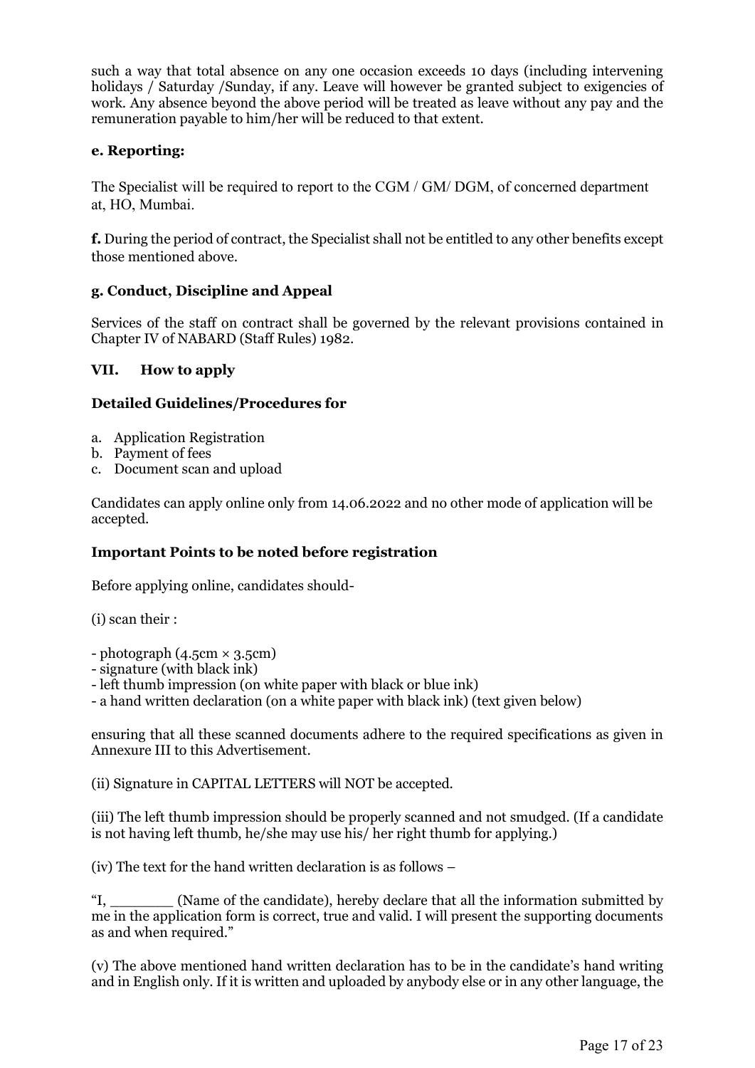such a way that total absence on any one occasion exceeds 10 days (including intervening holidays / Saturday /Sunday, if any. Leave will however be granted subject to exigencies of work. Any absence beyond the above period will be treated as leave without any pay and the remuneration payable to him/her will be reduced to that extent.

**e. Reporting:**

The Specialist will be required to report to the CGM / GM/ DGM, of concerned department at, HO, Mumbai.

**f.** During the period of contract, the Specialist shall not be entitled to any other benefits except those mentioned above.

**g. Conduct, Discipline and Appeal**

Services of the staff on contract shall be governed by the relevant provisions contained in Chapter IV of NABARD (Staff Rules) 1982.

## VII. How to apply

**Detailed Guidelines/Procedures for**

a. Application Registration
b. Payment of fees
c. Document scan and upload

Candidates can apply online only from 14.06.2022 and no other mode of application will be accepted.

**Important Points to be noted before registration**

Before applying online, candidates should-

(i) scan their :

- photograph (4.5cm × 3.5cm)
- signature (with black ink)
- left thumb impression (on white paper with black or blue ink)
- a hand written declaration (on a white paper with black ink) (text given below)

ensuring that all these scanned documents adhere to the required specifications as given in Annexure III to this Advertisement.

(ii) Signature in CAPITAL LETTERS will NOT be accepted.

(iii) The left thumb impression should be properly scanned and not smudged. (If a candidate is not having left thumb, he/she may use his/ her right thumb for applying.)

(iv) The text for the hand written declaration is as follows –

"I, _______ (Name of the candidate), hereby declare that all the information submitted by me in the application form is correct, true and valid. I will present the supporting documents as and when required."

(v) The above mentioned hand written declaration has to be in the candidate's hand writing and in English only. If it is written and uploaded by anybody else or in any other language, the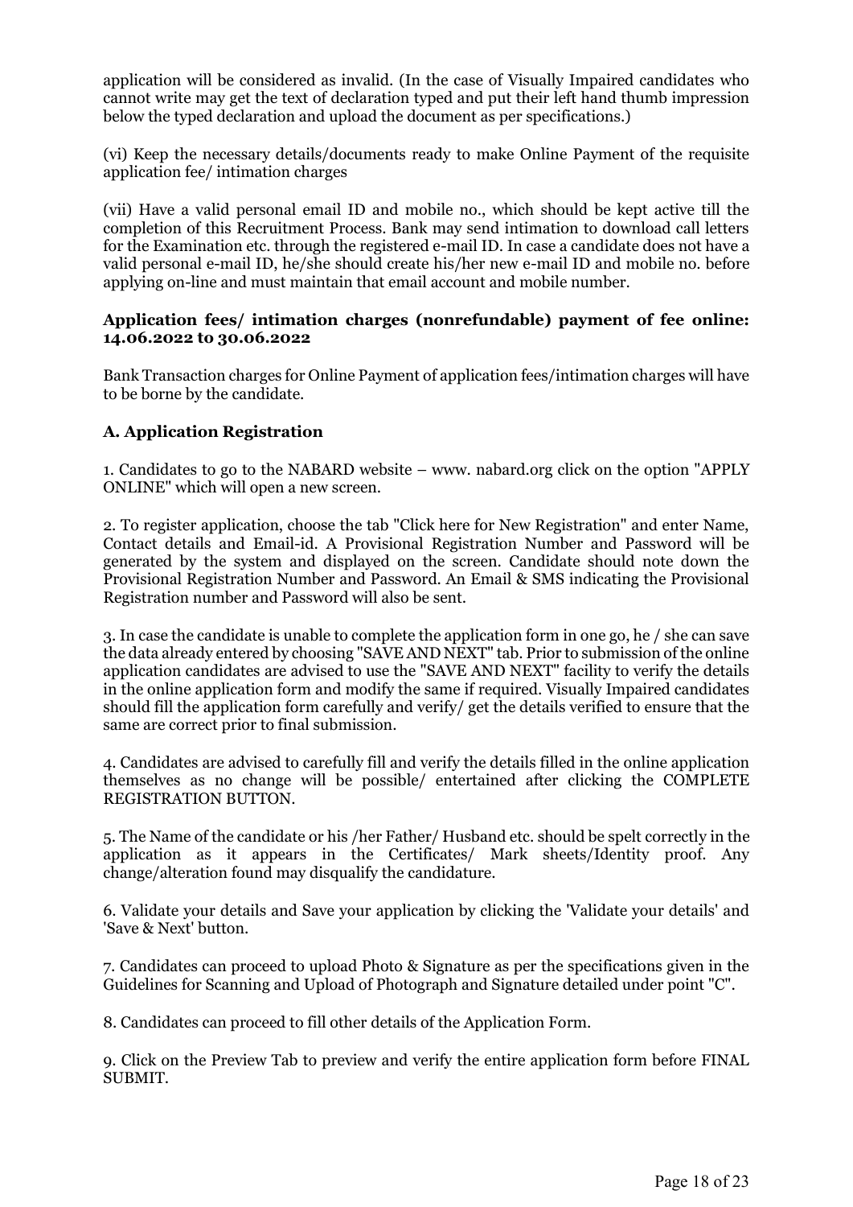application will be considered as invalid. (In the case of Visually Impaired candidates who cannot write may get the text of declaration typed and put their left hand thumb impression below the typed declaration and upload the document as per specifications.)

(vi) Keep the necessary details/documents ready to make Online Payment of the requisite application fee/ intimation charges

(vii) Have a valid personal email ID and mobile no., which should be kept active till the completion of this Recruitment Process. Bank may send intimation to download call letters for the Examination etc. through the registered e-mail ID. In case a candidate does not have a valid personal e-mail ID, he/she should create his/her new e-mail ID and mobile no. before applying on-line and must maintain that email account and mobile number.

**Application fees/ intimation charges (nonrefundable) payment of fee online: 14.06.2022 to 30.06.2022**

Bank Transaction charges for Online Payment of application fees/intimation charges will have to be borne by the candidate.

**A. Application Registration**

1. Candidates to go to the NABARD website – www. nabard.org click on the option "APPLY ONLINE" which will open a new screen.

2. To register application, choose the tab "Click here for New Registration" and enter Name, Contact details and Email-id. A Provisional Registration Number and Password will be generated by the system and displayed on the screen. Candidate should note down the Provisional Registration Number and Password. An Email & SMS indicating the Provisional Registration number and Password will also be sent.

3. In case the candidate is unable to complete the application form in one go, he / she can save the data already entered by choosing "SAVE AND NEXT" tab. Prior to submission of the online application candidates are advised to use the "SAVE AND NEXT" facility to verify the details in the online application form and modify the same if required. Visually Impaired candidates should fill the application form carefully and verify/ get the details verified to ensure that the same are correct prior to final submission.

4. Candidates are advised to carefully fill and verify the details filled in the online application themselves as no change will be possible/ entertained after clicking the COMPLETE REGISTRATION BUTTON.

5. The Name of the candidate or his /her Father/ Husband etc. should be spelt correctly in the application as it appears in the Certificates/ Mark sheets/Identity proof. Any change/alteration found may disqualify the candidature.

6. Validate your details and Save your application by clicking the 'Validate your details' and 'Save & Next' button.

7. Candidates can proceed to upload Photo & Signature as per the specifications given in the Guidelines for Scanning and Upload of Photograph and Signature detailed under point "C".

8. Candidates can proceed to fill other details of the Application Form.

9. Click on the Preview Tab to preview and verify the entire application form before FINAL SUBMIT.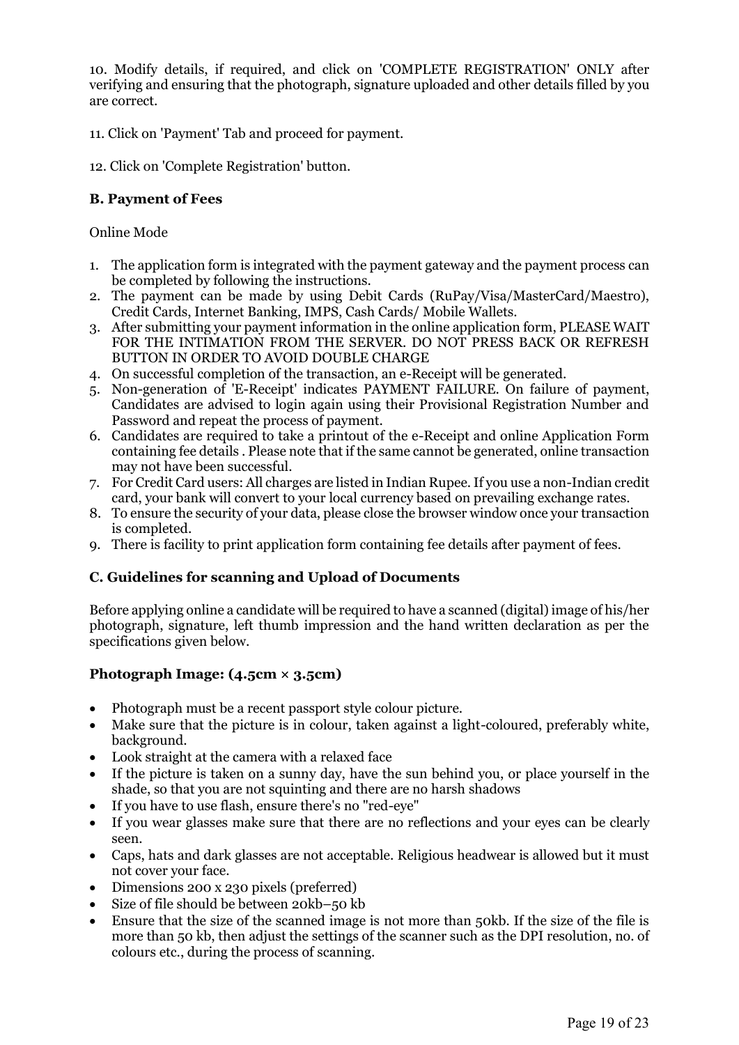10. Modify details, if required, and click on 'COMPLETE REGISTRATION' ONLY after verifying and ensuring that the photograph, signature uploaded and other details filled by you are correct.

11. Click on 'Payment' Tab and proceed for payment.

12. Click on 'Complete Registration' button.

### B. Payment of Fees

Online Mode

1. The application form is integrated with the payment gateway and the payment process can be completed by following the instructions.
2. The payment can be made by using Debit Cards (RuPay/Visa/MasterCard/Maestro), Credit Cards, Internet Banking, IMPS, Cash Cards/ Mobile Wallets.
3. After submitting your payment information in the online application form, PLEASE WAIT FOR THE INTIMATION FROM THE SERVER. DO NOT PRESS BACK OR REFRESH BUTTON IN ORDER TO AVOID DOUBLE CHARGE
4. On successful completion of the transaction, an e-Receipt will be generated.
5. Non-generation of 'E-Receipt' indicates PAYMENT FAILURE. On failure of payment, Candidates are advised to login again using their Provisional Registration Number and Password and repeat the process of payment.
6. Candidates are required to take a printout of the e-Receipt and online Application Form containing fee details . Please note that if the same cannot be generated, online transaction may not have been successful.
7. For Credit Card users: All charges are listed in Indian Rupee. If you use a non-Indian credit card, your bank will convert to your local currency based on prevailing exchange rates.
8. To ensure the security of your data, please close the browser window once your transaction is completed.
9. There is facility to print application form containing fee details after payment of fees.

### C. Guidelines for scanning and Upload of Documents

Before applying online a candidate will be required to have a scanned (digital) image of his/her photograph, signature, left thumb impression and the hand written declaration as per the specifications given below.

#### Photograph Image: (4.5cm × 3.5cm)

- Photograph must be a recent passport style colour picture.
- Make sure that the picture is in colour, taken against a light-coloured, preferably white, background.
- Look straight at the camera with a relaxed face
- If the picture is taken on a sunny day, have the sun behind you, or place yourself in the shade, so that you are not squinting and there are no harsh shadows
- If you have to use flash, ensure there's no "red-eye"
- If you wear glasses make sure that there are no reflections and your eyes can be clearly seen.
- Caps, hats and dark glasses are not acceptable. Religious headwear is allowed but it must not cover your face.
- Dimensions 200 x 230 pixels (preferred)
- Size of file should be between 20kb–50 kb
- Ensure that the size of the scanned image is not more than 50kb. If the size of the file is more than 50 kb, then adjust the settings of the scanner such as the DPI resolution, no. of colours etc., during the process of scanning.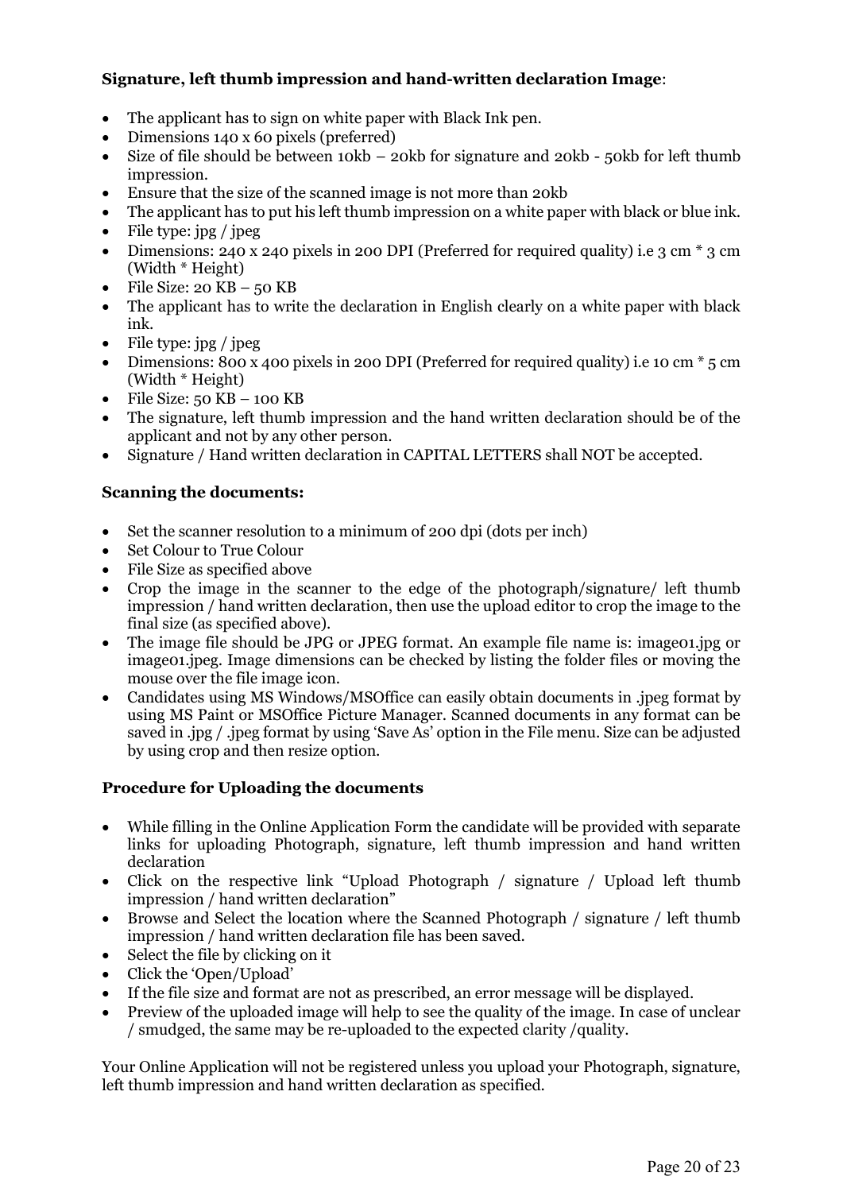**Signature, left thumb impression and hand-written declaration Image**:

- The applicant has to sign on white paper with Black Ink pen.
- Dimensions 140 x 60 pixels (preferred)
- Size of file should be between 10kb – 20kb for signature and 20kb - 50kb for left thumb impression.
- Ensure that the size of the scanned image is not more than 20kb
- The applicant has to put his left thumb impression on a white paper with black or blue ink.
- File type: jpg / jpeg
- Dimensions: 240 x 240 pixels in 200 DPI (Preferred for required quality) i.e 3 cm * 3 cm (Width * Height)
- File Size: 20 KB – 50 KB
- The applicant has to write the declaration in English clearly on a white paper with black ink.
- File type: jpg / jpeg
- Dimensions: 800 x 400 pixels in 200 DPI (Preferred for required quality) i.e 10 cm * 5 cm (Width * Height)
- File Size: 50 KB – 100 KB
- The signature, left thumb impression and the hand written declaration should be of the applicant and not by any other person.
- Signature / Hand written declaration in CAPITAL LETTERS shall NOT be accepted.

**Scanning the documents:**

- Set the scanner resolution to a minimum of 200 dpi (dots per inch)
- Set Colour to True Colour
- File Size as specified above
- Crop the image in the scanner to the edge of the photograph/signature/ left thumb impression / hand written declaration, then use the upload editor to crop the image to the final size (as specified above).
- The image file should be JPG or JPEG format. An example file name is: image01.jpg or image01.jpeg. Image dimensions can be checked by listing the folder files or moving the mouse over the file image icon.
- Candidates using MS Windows/MSOffice can easily obtain documents in .jpeg format by using MS Paint or MSOffice Picture Manager. Scanned documents in any format can be saved in .jpg / .jpeg format by using 'Save As' option in the File menu. Size can be adjusted by using crop and then resize option.

**Procedure for Uploading the documents**

- While filling in the Online Application Form the candidate will be provided with separate links for uploading Photograph, signature, left thumb impression and hand written declaration
- Click on the respective link "Upload Photograph / signature / Upload left thumb impression / hand written declaration"
- Browse and Select the location where the Scanned Photograph / signature / left thumb impression / hand written declaration file has been saved.
- Select the file by clicking on it
- Click the 'Open/Upload'
- If the file size and format are not as prescribed, an error message will be displayed.
- Preview of the uploaded image will help to see the quality of the image. In case of unclear / smudged, the same may be re-uploaded to the expected clarity /quality.

Your Online Application will not be registered unless you upload your Photograph, signature, left thumb impression and hand written declaration as specified.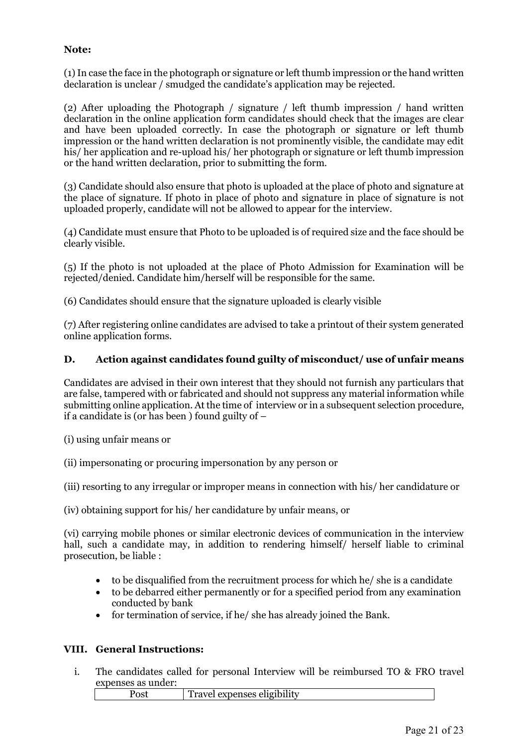**Note:**

(1) In case the face in the photograph or signature or left thumb impression or the hand written declaration is unclear / smudged the candidate's application may be rejected.

(2) After uploading the Photograph / signature / left thumb impression / hand written declaration in the online application form candidates should check that the images are clear and have been uploaded correctly. In case the photograph or signature or left thumb impression or the hand written declaration is not prominently visible, the candidate may edit his/ her application and re-upload his/ her photograph or signature or left thumb impression or the hand written declaration, prior to submitting the form.

(3) Candidate should also ensure that photo is uploaded at the place of photo and signature at the place of signature. If photo in place of photo and signature in place of signature is not uploaded properly, candidate will not be allowed to appear for the interview.

(4) Candidate must ensure that Photo to be uploaded is of required size and the face should be clearly visible.

(5) If the photo is not uploaded at the place of Photo Admission for Examination will be rejected/denied. Candidate him/herself will be responsible for the same.

(6) Candidates should ensure that the signature uploaded is clearly visible

(7) After registering online candidates are advised to take a printout of their system generated online application forms.

## D. Action against candidates found guilty of misconduct/ use of unfair means

Candidates are advised in their own interest that they should not furnish any particulars that are false, tampered with or fabricated and should not suppress any material information while submitting online application. At the time of interview or in a subsequent selection procedure, if a candidate is (or has been ) found guilty of –

(i) using unfair means or

(ii) impersonating or procuring impersonation by any person or

(iii) resorting to any irregular or improper means in connection with his/ her candidature or

(iv) obtaining support for his/ her candidature by unfair means, or

(vi) carrying mobile phones or similar electronic devices of communication in the interview hall, such a candidate may, in addition to rendering himself/ herself liable to criminal prosecution, be liable :

- to be disqualified from the recruitment process for which he/ she is a candidate
- to be debarred either permanently or for a specified period from any examination conducted by bank
- for termination of service, if he/ she has already joined the Bank.

## VIII. General Instructions:

i. The candidates called for personal Interview will be reimbursed TO & FRO travel expenses as under:

| Post | Travel expenses eligibility |
|---|---|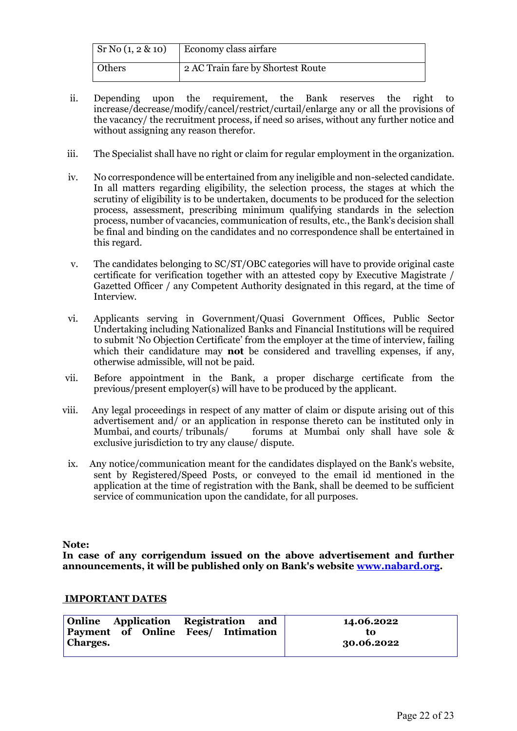| Sr No (1, 2 & 10) | Economy class airfare |
|---|---|
| Others | 2 AC Train fare by Shortest Route |

ii. Depending upon the requirement, the Bank reserves the right to increase/decrease/modify/cancel/restrict/curtail/enlarge any or all the provisions of the vacancy/ the recruitment process, if need so arises, without any further notice and without assigning any reason therefor.

iii. The Specialist shall have no right or claim for regular employment in the organization.

iv. No correspondence will be entertained from any ineligible and non-selected candidate. In all matters regarding eligibility, the selection process, the stages at which the scrutiny of eligibility is to be undertaken, documents to be produced for the selection process, assessment, prescribing minimum qualifying standards in the selection process, number of vacancies, communication of results, etc., the Bank's decision shall be final and binding on the candidates and no correspondence shall be entertained in this regard.

v. The candidates belonging to SC/ST/OBC categories will have to provide original caste certificate for verification together with an attested copy by Executive Magistrate / Gazetted Officer / any Competent Authority designated in this regard, at the time of Interview.

vi. Applicants serving in Government/Quasi Government Offices, Public Sector Undertaking including Nationalized Banks and Financial Institutions will be required to submit 'No Objection Certificate' from the employer at the time of interview, failing which their candidature may **not** be considered and travelling expenses, if any, otherwise admissible, will not be paid.

vii. Before appointment in the Bank, a proper discharge certificate from the previous/present employer(s) will have to be produced by the applicant.

viii. Any legal proceedings in respect of any matter of claim or dispute arising out of this advertisement and/ or an application in response thereto can be instituted only in Mumbai, and courts/ tribunals/ forums at Mumbai only shall have sole & exclusive jurisdiction to try any clause/ dispute.

ix. Any notice/communication meant for the candidates displayed on the Bank's website, sent by Registered/Speed Posts, or conveyed to the email id mentioned in the application at the time of registration with the Bank, shall be deemed to be sufficient service of communication upon the candidate, for all purposes.

**Note:**
**In case of any corrigendum issued on the above advertisement and further announcements, it will be published only on Bank's website [www.nabard.org](http://www.nabard.org).**

**IMPORTANT DATES**

| **Online Application Registration and Payment of Online Fees/ Intimation Charges.** | **14.06.2022 to 30.06.2022** |
|---|---|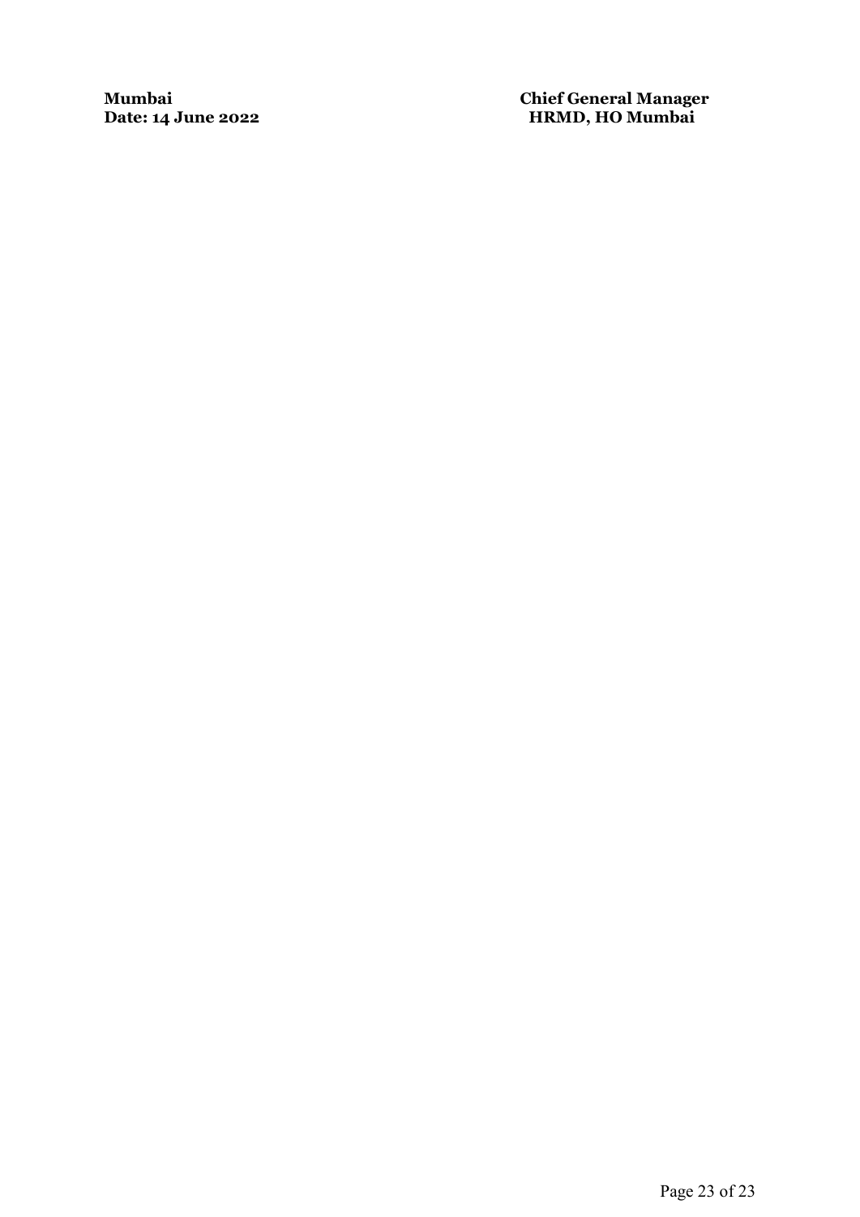**Mumbai**
**Date: 14 June 2022**

**Chief General Manager**
**HRMD, HO Mumbai**